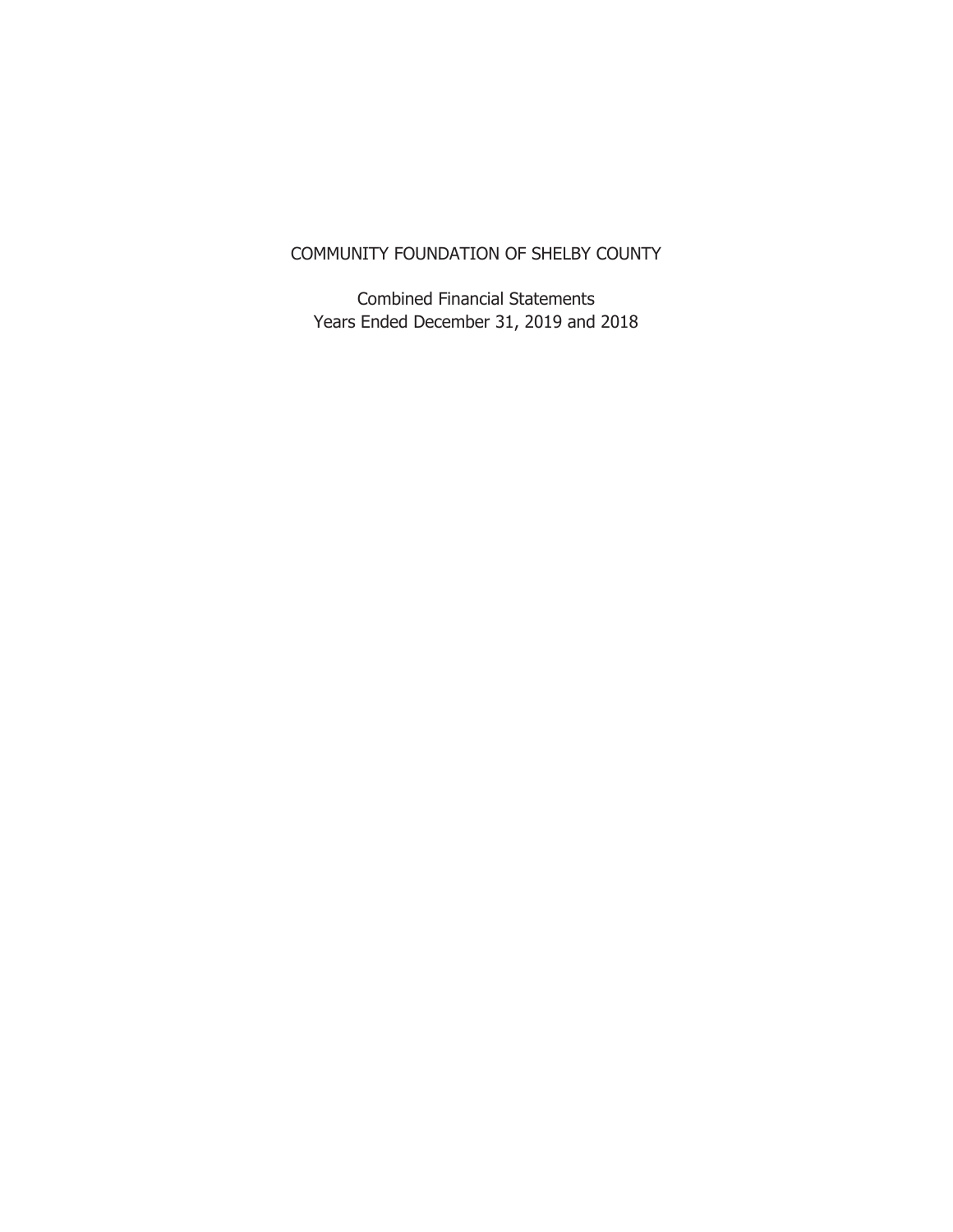# COMMUNITY FOUNDATION OF SHELBY COUNTY

Combined Financial Statements
Years Ended December 31, 2019 and 2018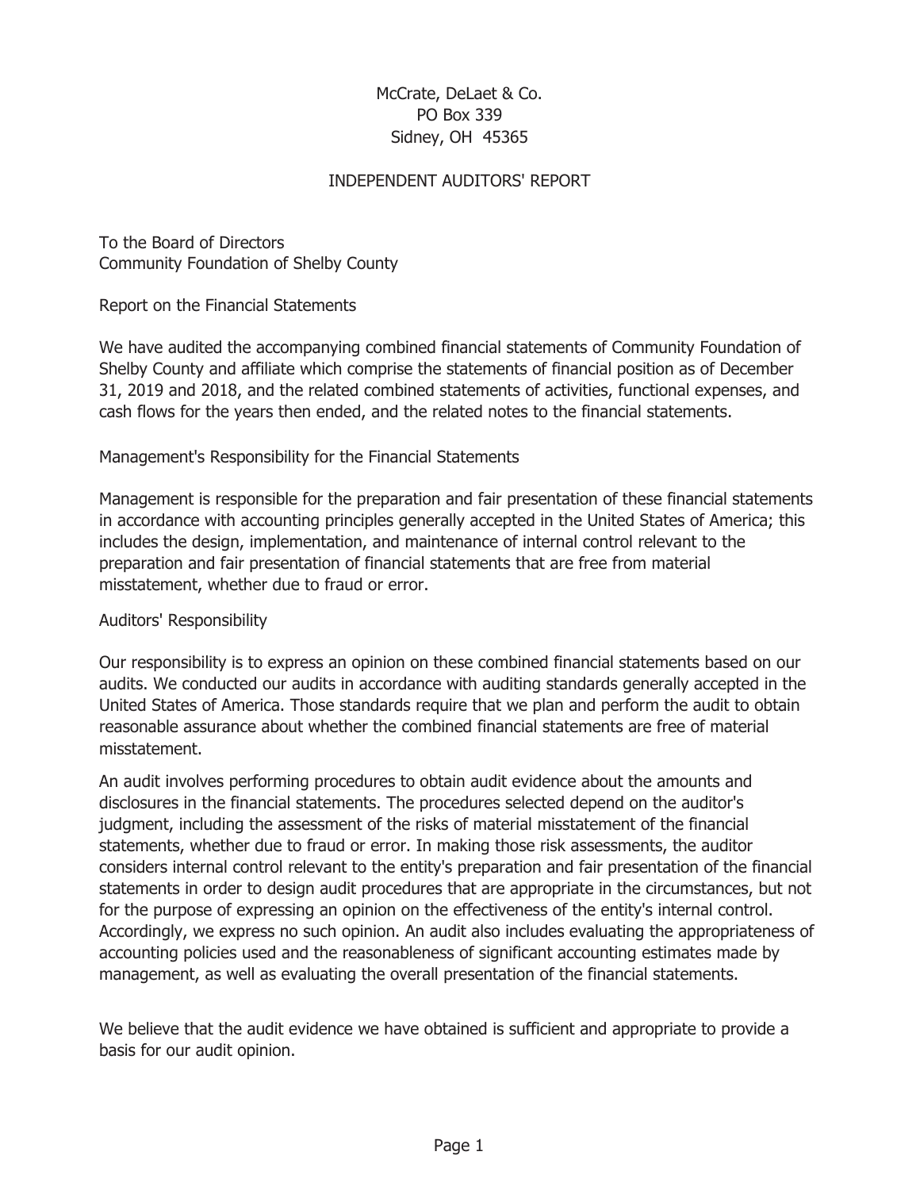McCrate, DeLaet & Co.
PO Box 339
Sidney, OH 45365

## INDEPENDENT AUDITORS' REPORT

To the Board of Directors
Community Foundation of Shelby County

### Report on the Financial Statements

We have audited the accompanying combined financial statements of Community Foundation of Shelby County and affiliate which comprise the statements of financial position as of December 31, 2019 and 2018, and the related combined statements of activities, functional expenses, and cash flows for the years then ended, and the related notes to the financial statements.

### Management's Responsibility for the Financial Statements

Management is responsible for the preparation and fair presentation of these financial statements in accordance with accounting principles generally accepted in the United States of America; this includes the design, implementation, and maintenance of internal control relevant to the preparation and fair presentation of financial statements that are free from material misstatement, whether due to fraud or error.

### Auditors' Responsibility

Our responsibility is to express an opinion on these combined financial statements based on our audits. We conducted our audits in accordance with auditing standards generally accepted in the United States of America. Those standards require that we plan and perform the audit to obtain reasonable assurance about whether the combined financial statements are free of material misstatement.

An audit involves performing procedures to obtain audit evidence about the amounts and disclosures in the financial statements. The procedures selected depend on the auditor's judgment, including the assessment of the risks of material misstatement of the financial statements, whether due to fraud or error. In making those risk assessments, the auditor considers internal control relevant to the entity's preparation and fair presentation of the financial statements in order to design audit procedures that are appropriate in the circumstances, but not for the purpose of expressing an opinion on the effectiveness of the entity's internal control. Accordingly, we express no such opinion. An audit also includes evaluating the appropriateness of accounting policies used and the reasonableness of significant accounting estimates made by management, as well as evaluating the overall presentation of the financial statements.

We believe that the audit evidence we have obtained is sufficient and appropriate to provide a basis for our audit opinion.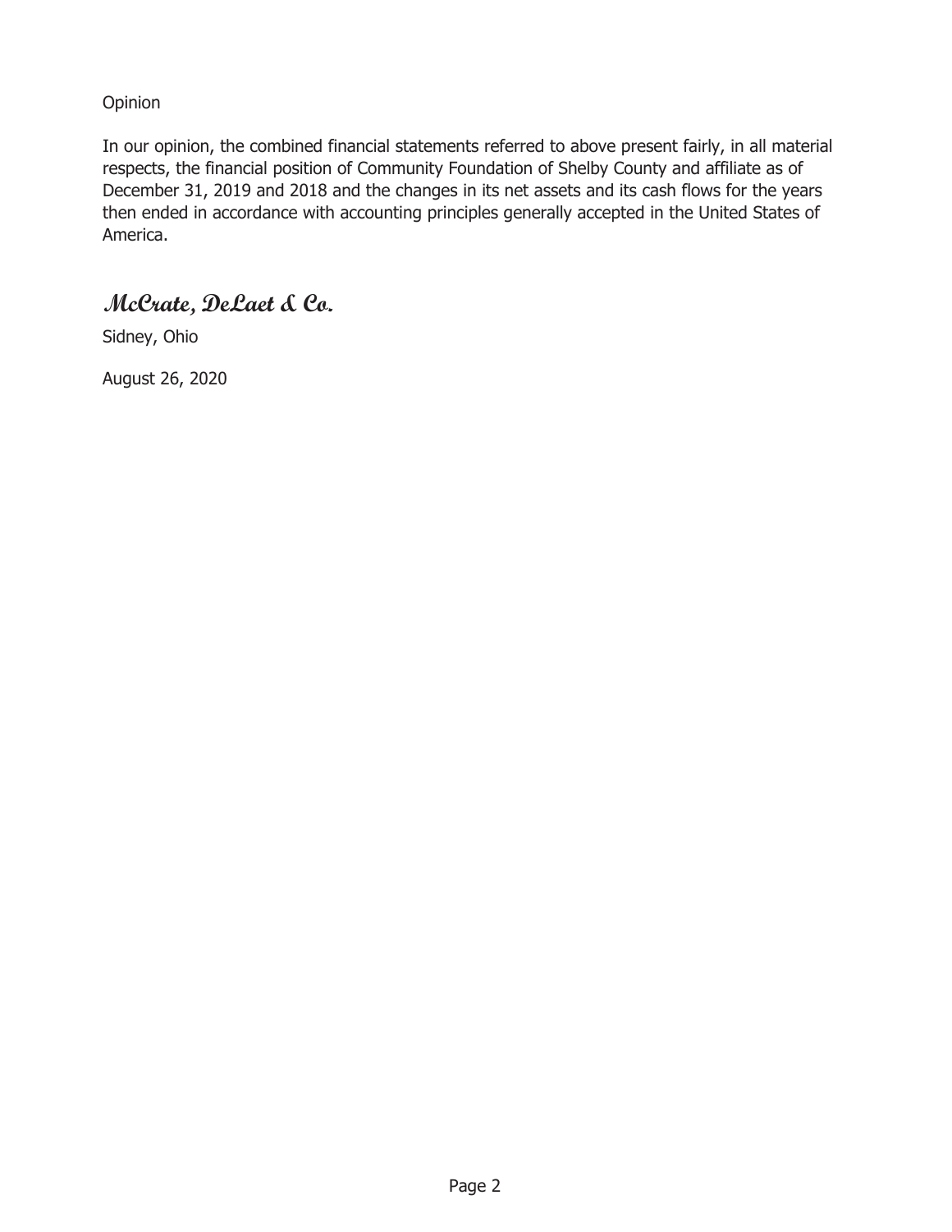Opinion

In our opinion, the combined financial statements referred to above present fairly, in all material respects, the financial position of Community Foundation of Shelby County and affiliate as of December 31, 2019 and 2018 and the changes in its net assets and its cash flows for the years then ended in accordance with accounting principles generally accepted in the United States of America.

***McCrate, DeLaet & Co.***

Sidney, Ohio

August 26, 2020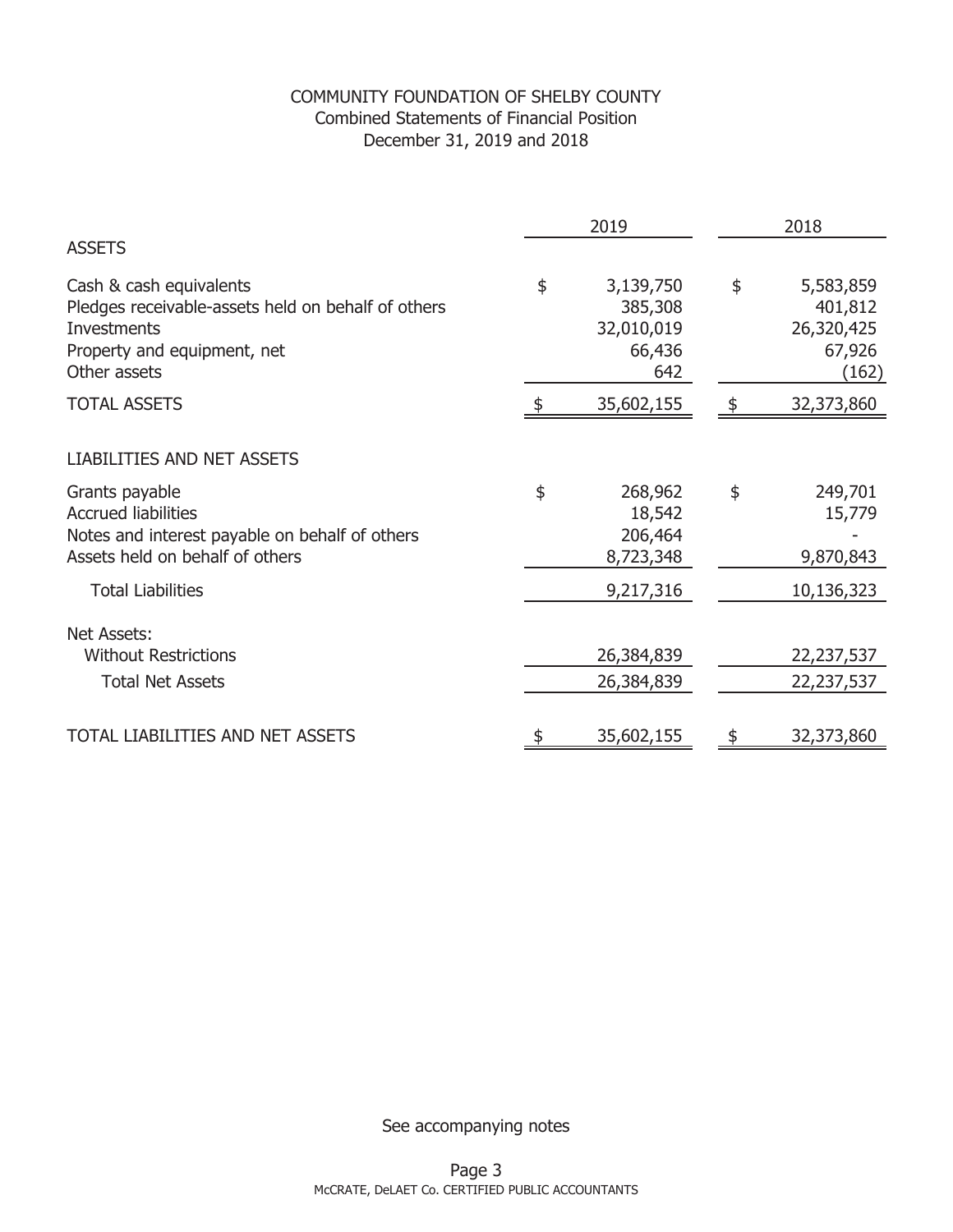# COMMUNITY FOUNDATION OF SHELBY COUNTY

## Combined Statements of Financial Position

### December 31, 2019 and 2018

| | 2019 | 2018 |
|---|---|---|
| **ASSETS** | | |
| Cash & cash equivalents | $ 3,139,750 | $ 5,583,859 |
| Pledges receivable-assets held on behalf of others | 385,308 | 401,812 |
| Investments | 32,010,019 | 26,320,425 |
| Property and equipment, net | 66,436 | 67,926 |
| Other assets | 642 | (162) |
| TOTAL ASSETS | $ 35,602,155 | $ 32,373,860 |
| **LIABILITIES AND NET ASSETS** | | |
| Grants payable | $ 268,962 | $ 249,701 |
| Accrued liabilities | 18,542 | 15,779 |
| Notes and interest payable on behalf of others | 206,464 | - |
| Assets held on behalf of others | 8,723,348 | 9,870,843 |
| Total Liabilities | 9,217,316 | 10,136,323 |
| Net Assets: | | |
| Without Restrictions | 26,384,839 | 22,237,537 |
| Total Net Assets | 26,384,839 | 22,237,537 |
| TOTAL LIABILITIES AND NET ASSETS | $ 35,602,155 | $ 32,373,860 |

See accompanying notes

McCRATE, DeLAET Co. CERTIFIED PUBLIC ACCOUNTANTS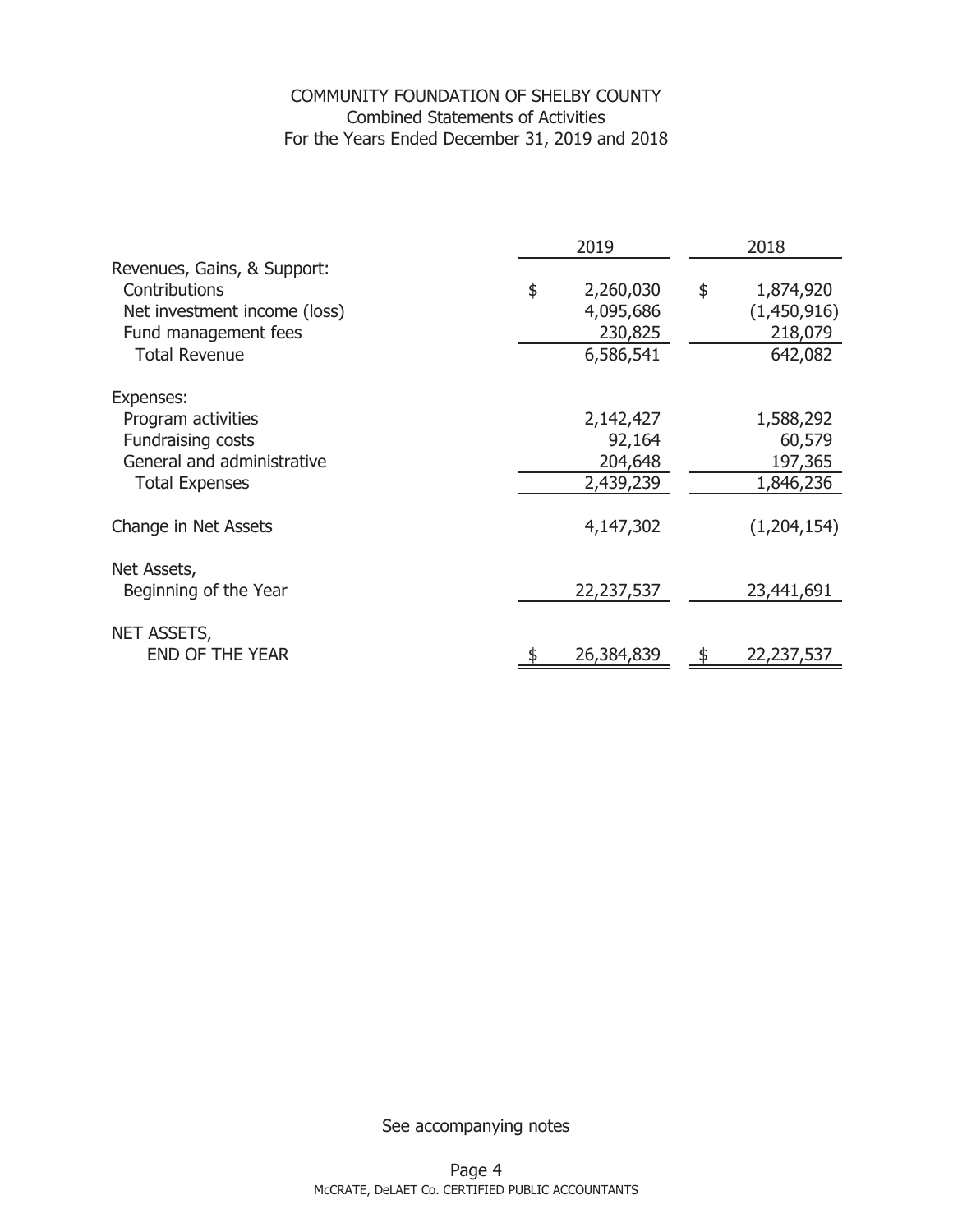# COMMUNITY FOUNDATION OF SHELBY COUNTY

Combined Statements of Activities

For the Years Ended December 31, 2019 and 2018

| | 2019 | 2018 |
|---|---|---|
| Revenues, Gains, & Support: | | |
| Contributions | $ 2,260,030 | $ 1,874,920 |
| Net investment income (loss) | 4,095,686 | (1,450,916) |
| Fund management fees | 230,825 | 218,079 |
| Total Revenue | 6,586,541 | 642,082 |
| Expenses: | | |
| Program activities | 2,142,427 | 1,588,292 |
| Fundraising costs | 92,164 | 60,579 |
| General and administrative | 204,648 | 197,365 |
| Total Expenses | 2,439,239 | 1,846,236 |
| Change in Net Assets | 4,147,302 | (1,204,154) |
| Net Assets, Beginning of the Year | 22,237,537 | 23,441,691 |
| NET ASSETS, END OF THE YEAR | $ 26,384,839 | $ 22,237,537 |

See accompanying notes

McCRATE, DeLAET Co. CERTIFIED PUBLIC ACCOUNTANTS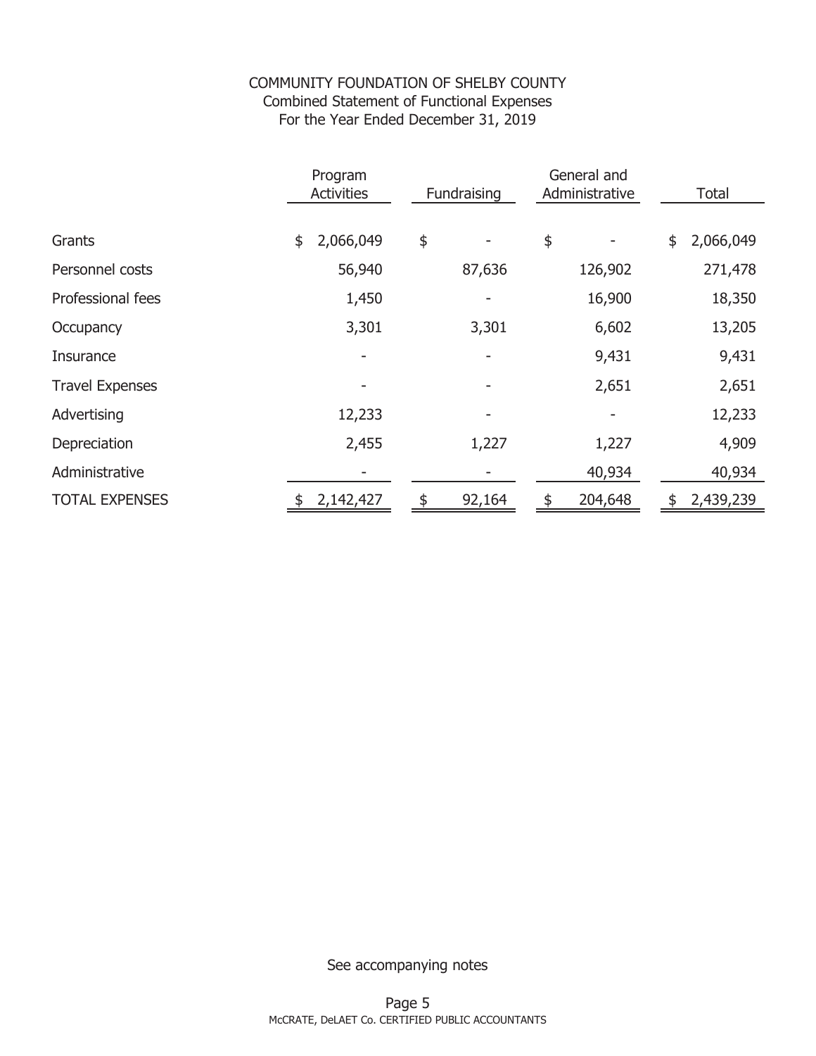# COMMUNITY FOUNDATION OF SHELBY COUNTY

Combined Statement of Functional Expenses

For the Year Ended December 31, 2019

| | Program Activities | Fundraising | General and Administrative | Total |
|---|---|---|---|---|
| Grants | $ 2,066,049 | $ - | $ - | $ 2,066,049 |
| Personnel costs | 56,940 | 87,636 | 126,902 | 271,478 |
| Professional fees | 1,450 | - | 16,900 | 18,350 |
| Occupancy | 3,301 | 3,301 | 6,602 | 13,205 |
| Insurance | - | - | 9,431 | 9,431 |
| Travel Expenses | - | - | 2,651 | 2,651 |
| Advertising | 12,233 | - | - | 12,233 |
| Depreciation | 2,455 | 1,227 | 1,227 | 4,909 |
| Administrative | - | - | 40,934 | 40,934 |
| TOTAL EXPENSES | $ 2,142,427 | $ 92,164 | $ 204,648 | $ 2,439,239 |

See accompanying notes

McCRATE, DeLAET Co. CERTIFIED PUBLIC ACCOUNTANTS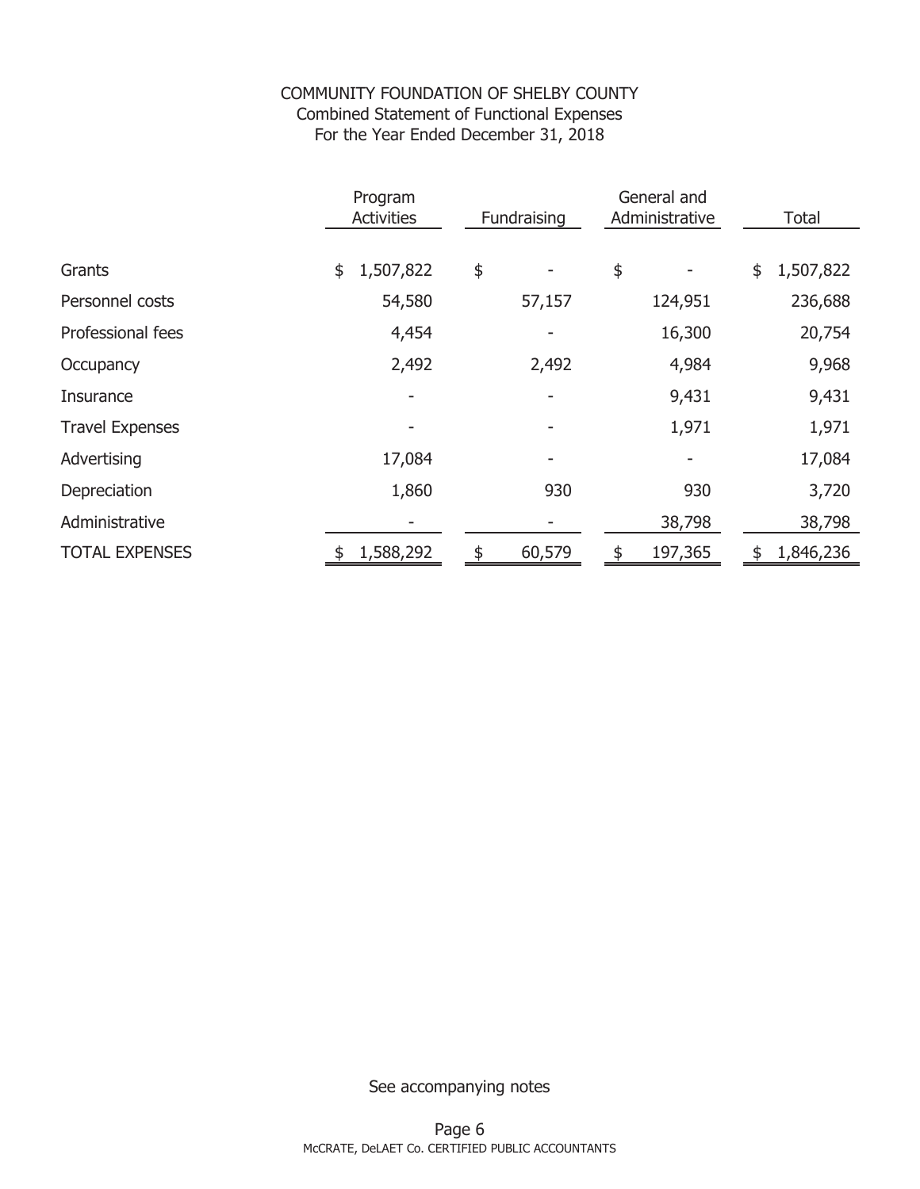# COMMUNITY FOUNDATION OF SHELBY COUNTY
## Combined Statement of Functional Expenses
### For the Year Ended December 31, 2018

| | Program Activities | Fundraising | General and Administrative | Total |
|---|---|---|---|---|
| Grants | $ 1,507,822 | $ - | $ - | $ 1,507,822 |
| Personnel costs | 54,580 | 57,157 | 124,951 | 236,688 |
| Professional fees | 4,454 | - | 16,300 | 20,754 |
| Occupancy | 2,492 | 2,492 | 4,984 | 9,968 |
| Insurance | - | - | 9,431 | 9,431 |
| Travel Expenses | - | - | 1,971 | 1,971 |
| Advertising | 17,084 | - | - | 17,084 |
| Depreciation | 1,860 | 930 | 930 | 3,720 |
| Administrative | - | - | 38,798 | 38,798 |
| TOTAL EXPENSES | $ 1,588,292 | $ 60,579 | $ 197,365 | $ 1,846,236 |

See accompanying notes

McCRATE, DeLAET Co. CERTIFIED PUBLIC ACCOUNTANTS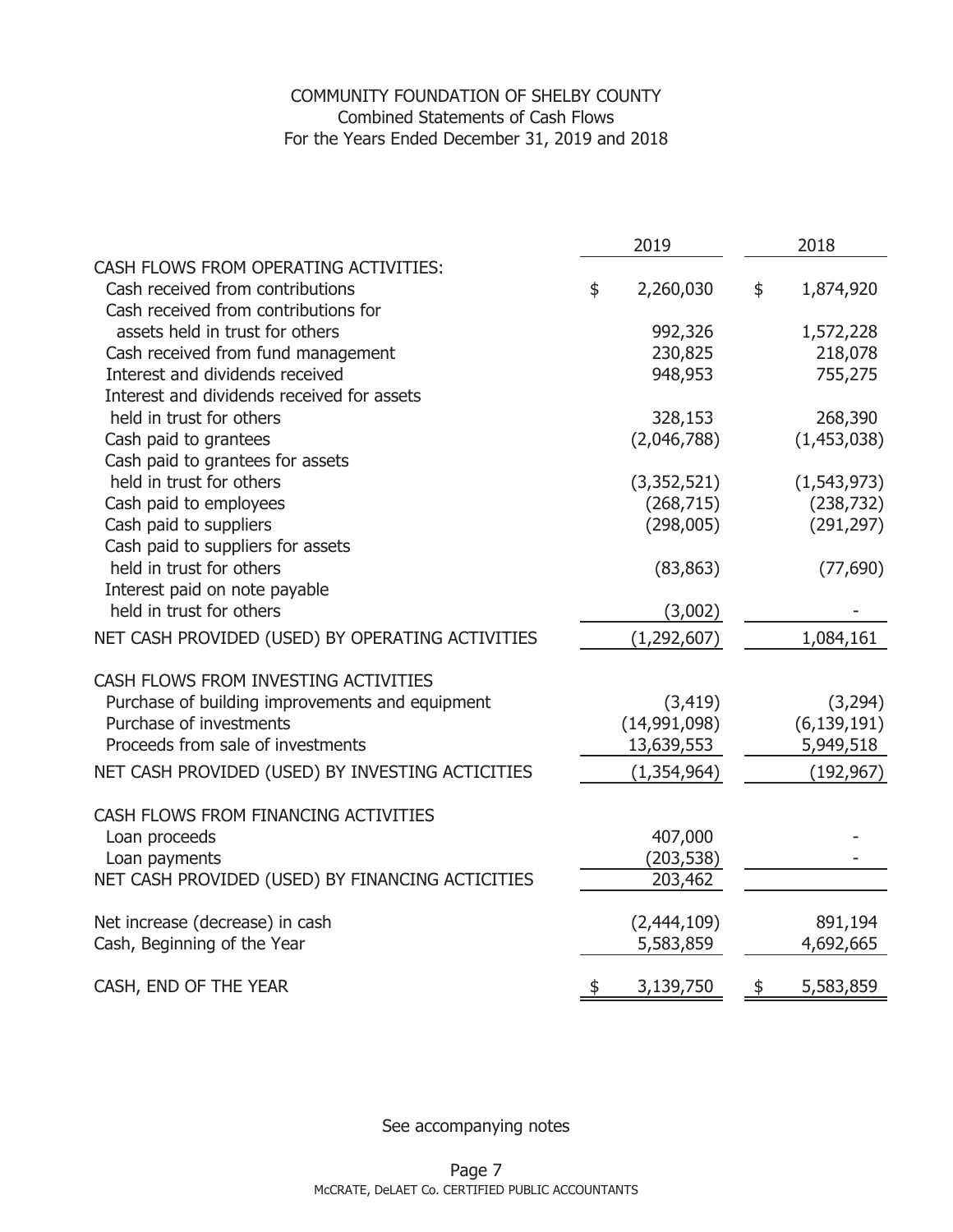# COMMUNITY FOUNDATION OF SHELBY COUNTY

Combined Statements of Cash Flows

For the Years Ended December 31, 2019 and 2018

| | 2019 | 2018 |
|---|---|---|
| CASH FLOWS FROM OPERATING ACTIVITIES: | | |
| Cash received from contributions | $ 2,260,030 | $ 1,874,920 |
| Cash received from contributions for assets held in trust for others | 992,326 | 1,572,228 |
| Cash received from fund management | 230,825 | 218,078 |
| Interest and dividends received | 948,953 | 755,275 |
| Interest and dividends received for assets held in trust for others | 328,153 | 268,390 |
| Cash paid to grantees | (2,046,788) | (1,453,038) |
| Cash paid to grantees for assets held in trust for others | (3,352,521) | (1,543,973) |
| Cash paid to employees | (268,715) | (238,732) |
| Cash paid to suppliers | (298,005) | (291,297) |
| Cash paid to suppliers for assets held in trust for others | (83,863) | (77,690) |
| Interest paid on note payable held in trust for others | (3,002) | - |
| NET CASH PROVIDED (USED) BY OPERATING ACTIVITIES | (1,292,607) | 1,084,161 |
| CASH FLOWS FROM INVESTING ACTIVITIES | | |
| Purchase of building improvements and equipment | (3,419) | (3,294) |
| Purchase of investments | (14,991,098) | (6,139,191) |
| Proceeds from sale of investments | 13,639,553 | 5,949,518 |
| NET CASH PROVIDED (USED) BY INVESTING ACTICITIES | (1,354,964) | (192,967) |
| CASH FLOWS FROM FINANCING ACTIVITIES | | |
| Loan proceeds | 407,000 | - |
| Loan payments | (203,538) | - |
| NET CASH PROVIDED (USED) BY FINANCING ACTICITIES | 203,462 | |
| Net increase (decrease) in cash | (2,444,109) | 891,194 |
| Cash, Beginning of the Year | 5,583,859 | 4,692,665 |
| CASH, END OF THE YEAR | $ 3,139,750 | $ 5,583,859 |

See accompanying notes

McCRATE, DeLAET Co. CERTIFIED PUBLIC ACCOUNTANTS